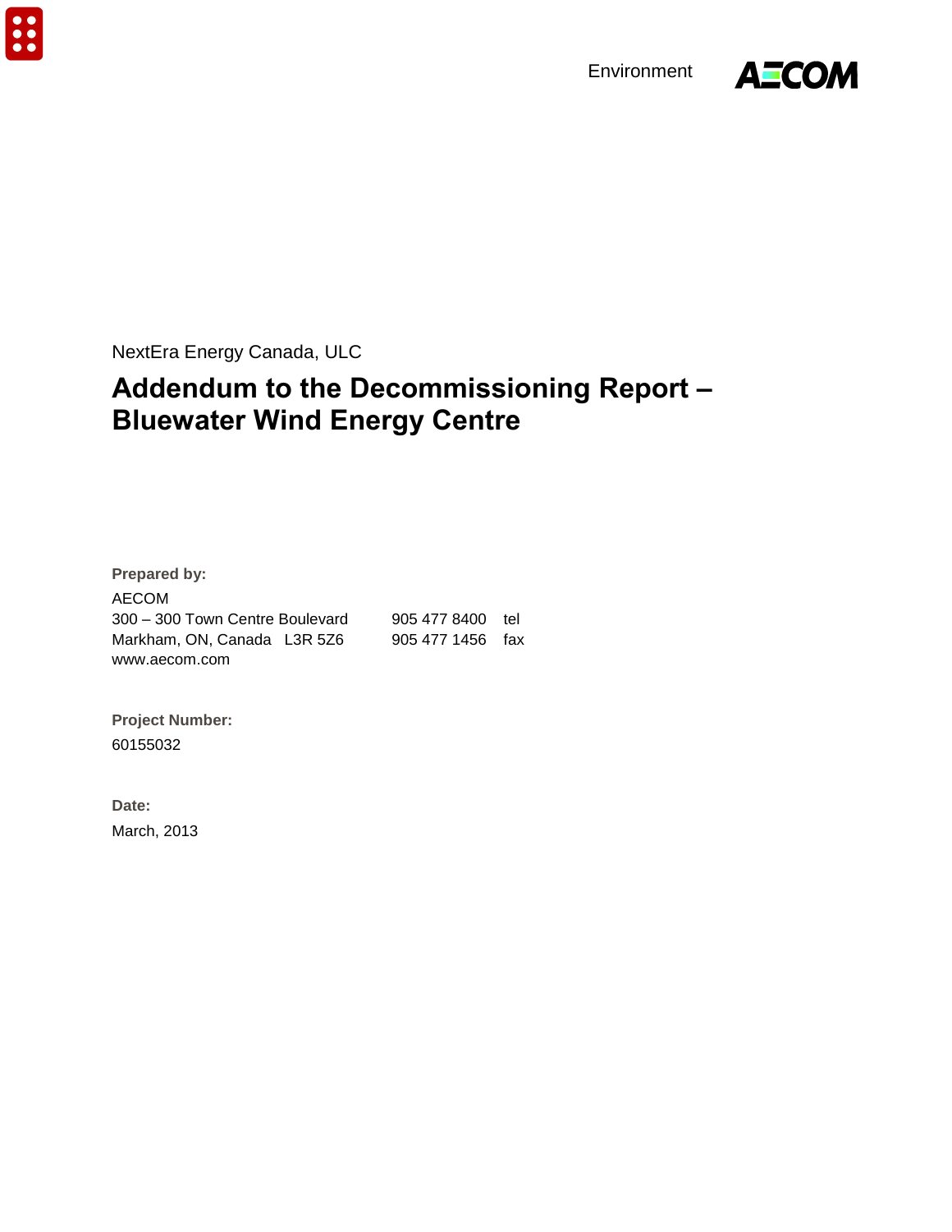Environment

NextEra Energy Canada, ULC

# Addendum to the Decommissioning Report – Bluewater Wind Energy Centre

**Prepared by:**

AECOM
300 – 300 Town Centre Boulevard    905 477 8400 tel
Markham, ON, Canada L3R 5Z6    905 477 1456 fax
www.aecom.com

**Project Number:**

60155032

**Date:**

March, 2013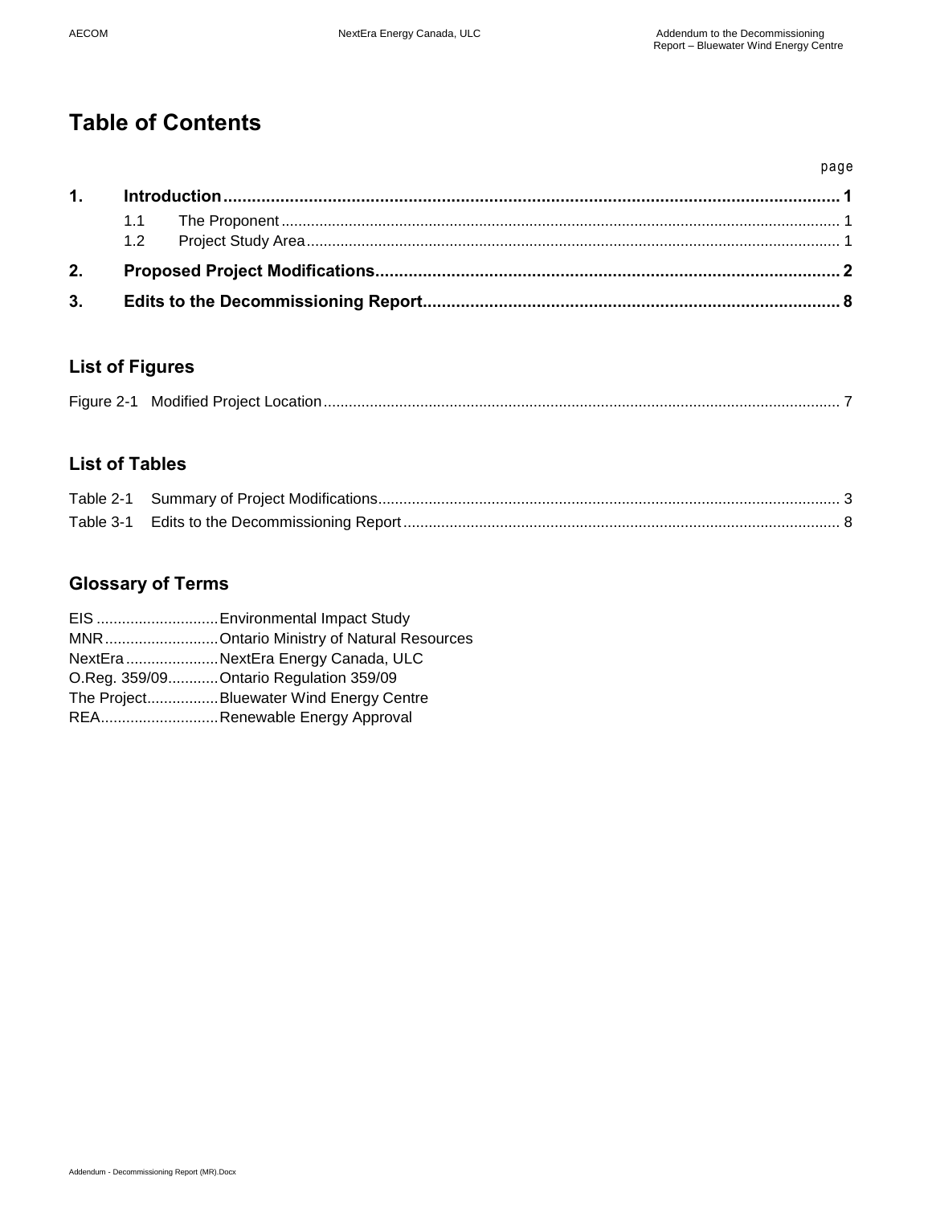# Table of Contents

| | | page |
|---|---|---|
| **1.** | **Introduction** | **1** |
| | 1.1 The Proponent | 1 |
| | 1.2 Project Study Area | 1 |
| **2.** | **Proposed Project Modifications** | **2** |
| **3.** | **Edits to the Decommissioning Report** | **8** |

## List of Figures

| | | |
|---|---|---|
| Figure 2-1 | Modified Project Location | 7 |

## List of Tables

| | | |
|---|---|---|
| Table 2-1 | Summary of Project Modifications | 3 |
| Table 3-1 | Edits to the Decommissioning Report | 8 |

## Glossary of Terms

| | |
|---|---|
| EIS | Environmental Impact Study |
| MNR | Ontario Ministry of Natural Resources |
| NextEra | NextEra Energy Canada, ULC |
| O.Reg. 359/09 | Ontario Regulation 359/09 |
| The Project | Bluewater Wind Energy Centre |
| REA | Renewable Energy Approval |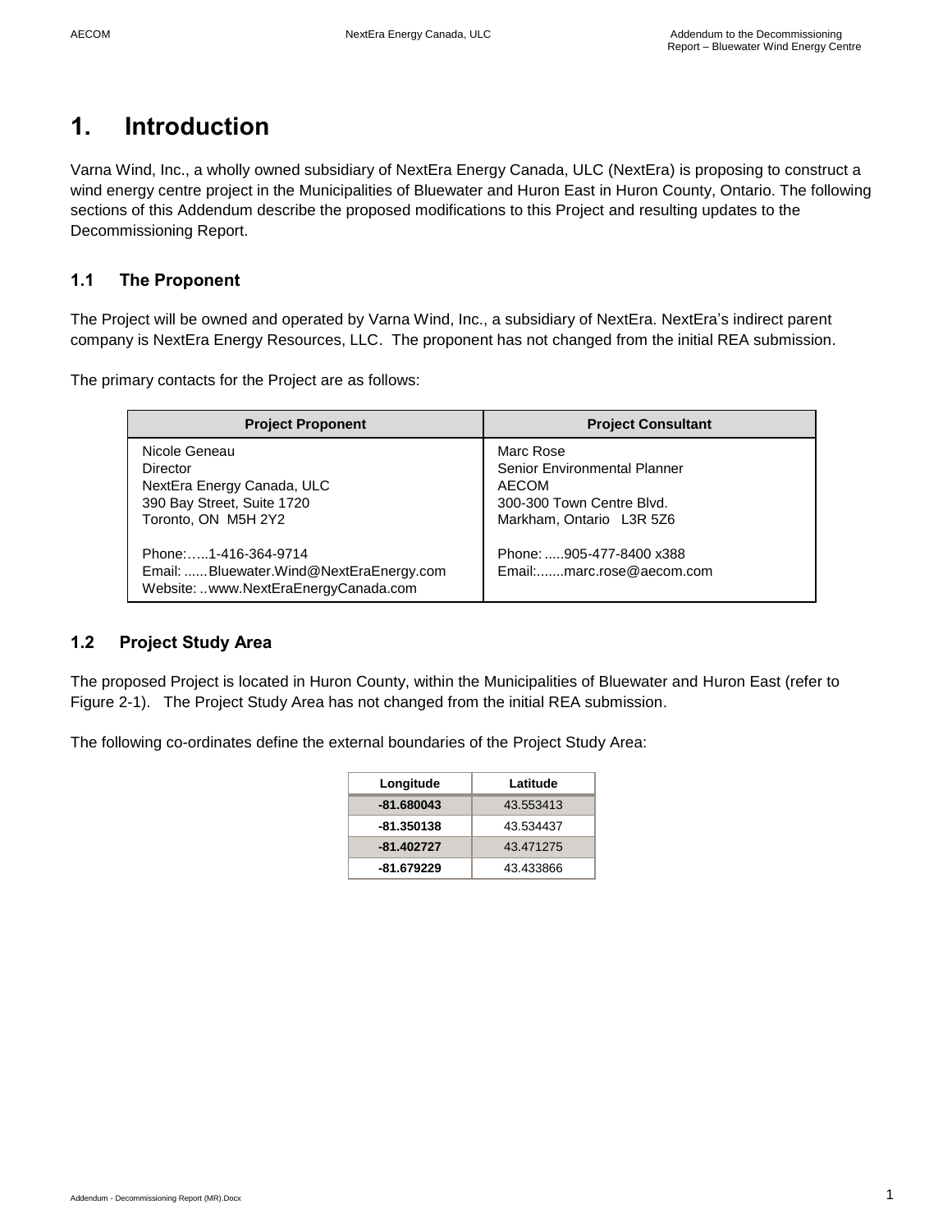# 1. Introduction

Varna Wind, Inc., a wholly owned subsidiary of NextEra Energy Canada, ULC (NextEra) is proposing to construct a wind energy centre project in the Municipalities of Bluewater and Huron East in Huron County, Ontario. The following sections of this Addendum describe the proposed modifications to this Project and resulting updates to the Decommissioning Report.

## 1.1 The Proponent

The Project will be owned and operated by Varna Wind, Inc., a subsidiary of NextEra. NextEra's indirect parent company is NextEra Energy Resources, LLC. The proponent has not changed from the initial REA submission.

The primary contacts for the Project are as follows:

| Project Proponent | Project Consultant |
|---|---|
| Nicole Geneau<br>Director<br>NextEra Energy Canada, ULC<br>390 Bay Street, Suite 1720<br>Toronto, ON M5H 2Y2<br><br>Phone:…..1-416-364-9714<br>Email: ......Bluewater.Wind@NextEraEnergy.com<br>Website: ..www.NextEraEnergyCanada.com | Marc Rose<br>Senior Environmental Planner<br>AECOM<br>300-300 Town Centre Blvd.<br>Markham, Ontario L3R 5Z6<br><br>Phone: .....905-477-8400 x388<br>Email:.......marc.rose@aecom.com |

## 1.2 Project Study Area

The proposed Project is located in Huron County, within the Municipalities of Bluewater and Huron East (refer to Figure 2-1). The Project Study Area has not changed from the initial REA submission.

The following co-ordinates define the external boundaries of the Project Study Area:

| Longitude | Latitude |
|---|---|
| **-81.680043** | 43.553413 |
| **-81.350138** | 43.534437 |
| **-81.402727** | 43.471275 |
| **-81.679229** | 43.433866 |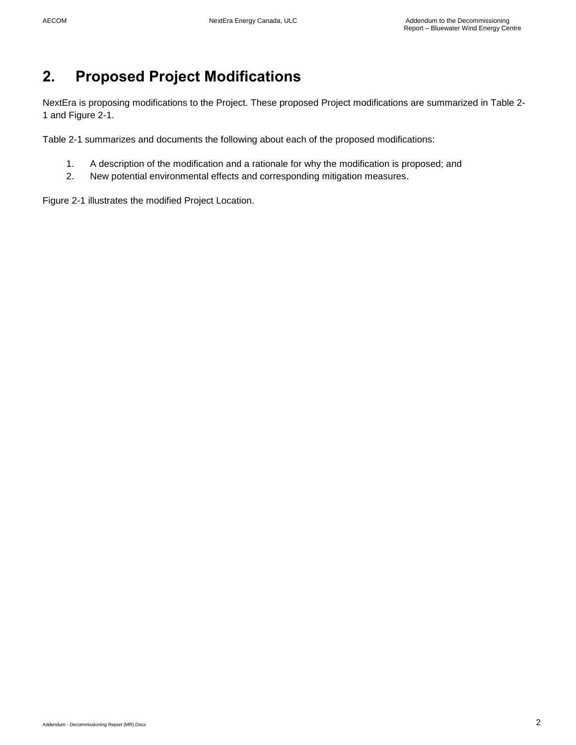# 2. Proposed Project Modifications

NextEra is proposing modifications to the Project. These proposed Project modifications are summarized in Table 2-1 and Figure 2-1.

Table 2-1 summarizes and documents the following about each of the proposed modifications:

1. A description of the modification and a rationale for why the modification is proposed; and
2. New potential environmental effects and corresponding mitigation measures.

Figure 2-1 illustrates the modified Project Location.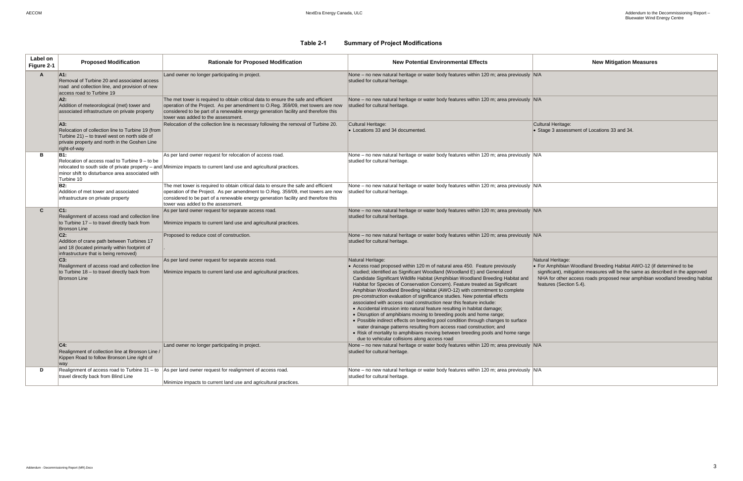**Table 2-1 Summary of Project Modifications**

| Label on Figure 2-1 | Proposed Modification | Rationale for Proposed Modification | New Potential Environmental Effects | New Mitigation Measures |
|---|---|---|---|---|
| A | **A1:** Removal of Turbine 20 and associated access road and collection line, and provision of new access road to Turbine 19 | Land owner no longer participating in project. | None – no new natural heritage or water body features within 120 m; area previously studied for cultural heritage. | N/A |
| | **A2:** Addition of meteorological (met) tower and associated infrastructure on private property | The met tower is required to obtain critical data to ensure the safe and efficient operation of the Project. As per amendment to O.Reg. 359/09, met towers are now considered to be part of a renewable energy generation facility and therefore this tower was added to the assessment. | None – no new natural heritage or water body features within 120 m; area previously studied for cultural heritage. | N/A |
| | **A3:** Relocation of collection line to Turbine 19 (from Turbine 21) – to travel west on north side of private property and north in the Goshen Line right-of-way | Relocation of the collection line is necessary following the removal of Turbine 20. | Cultural Heritage:<br>• Locations 33 and 34 documented. | Cultural Heritage:<br>• Stage 3 assessment of Locations 33 and 34. |
| B | **B1:** Relocation of access road to Turbine 9 – to be relocated to south side of private property – and minor shift to disturbance area associated with Turbine 10 | As per land owner request for relocation of access road.<br>Minimize impacts to current land use and agricultural practices. | None – no new natural heritage or water body features within 120 m; area previously studied for cultural heritage. | N/A |
| | **B2:** Addition of met tower and associated infrastructure on private property | The met tower is required to obtain critical data to ensure the safe and efficient operation of the Project. As per amendment to O.Reg. 359/09, met towers are now considered to be part of a renewable energy generation facility and therefore this tower was added to the assessment. | None – no new natural heritage or water body features within 120 m; area previously studied for cultural heritage. | N/A |
| C | **C1:** Realignment of access road and collection line to Turbine 17 – to travel directly back from Bronson Line | As per land owner request for separate access road.<br>Minimize impacts to current land use and agricultural practices. | None – no new natural heritage or water body features within 120 m; area previously studied for cultural heritage. | N/A |
| | **C2:** Addition of crane path between Turbines 17 and 18 (located primarily within footprint of infrastructure that is being removed) | Proposed to reduce cost of construction.<br>. | None – no new natural heritage or water body features within 120 m; area previously studied for cultural heritage. | N/A |
| | **C3:** Realignment of access road and collection line to Turbine 18 – to travel directly back from Bronson Line | As per land owner request for separate access road.<br>Minimize impacts to current land use and agricultural practices. | Natural Heritage:<br>• Access road proposed within 120 m of natural area 450. Feature previously studied; identified as Significant Woodland (Woodland E) and Generalized Candidate Significant Wildlife Habitat (Amphibian Woodland Breeding Habitat and Habitat for Species of Conservation Concern). Feature treated as Significant Amphibian Woodland Breeding Habitat (AWO-12) with commitment to complete pre-construction evaluation of significance studies. New potential effects associated with access road construction near this feature include:<br>• Accidental intrusion into natural feature resulting in habitat damage;<br>• Disruption of amphibians moving to breeding pools and home range;<br>• Possible indirect effects on breeding pool condition through changes to surface water drainage patterns resulting from access road construction; and<br>• Risk of mortality to amphibians moving between breeding pools and home range due to vehicular collisions along access road | Natural Heritage:<br>• For Amphibian Woodland Breeding Habitat AWO-12 (if determined to be significant), mitigation measures will be the same as described in the approved NHA for other access roads proposed near amphibian woodland breeding habitat features (Section 5.4). |
| | **C4:** Realignment of collection line at Bronson Line / Kippen Road to follow Bronson Line right of way | Land owner no longer participating in project. | None – no new natural heritage or water body features within 120 m; area previously studied for cultural heritage. | N/A |
| D | Realignment of access road to Turbine 31 – to travel directly back from Blind Line | As per land owner request for realignment of access road.<br>Minimize impacts to current land use and agricultural practices. | None – no new natural heritage or water body features within 120 m; area previously studied for cultural heritage. | N/A |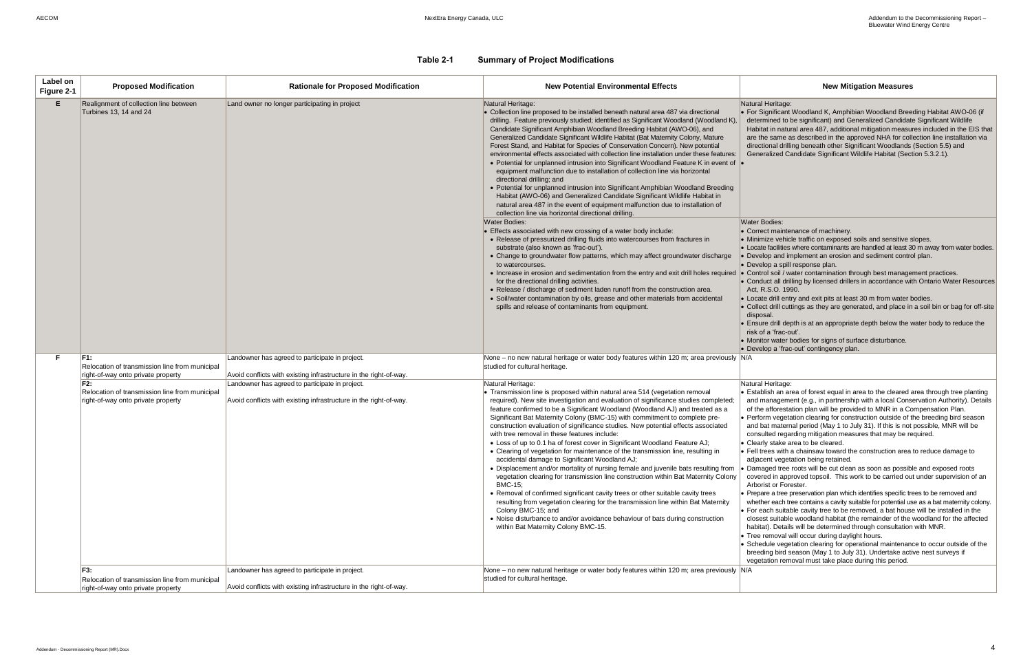**Table 2-1 Summary of Project Modifications**

| Label on Figure 2-1 | Proposed Modification | Rationale for Proposed Modification | New Potential Environmental Effects | New Mitigation Measures |
|---|---|---|---|---|
| E | Realignment of collection line between Turbines 13, 14 and 24 | Land owner no longer participating in project | Natural Heritage:<br>• Collection line proposed to be installed beneath natural area 487 via directional drilling. Feature previously studied; identified as Significant Woodland (Woodland K), Candidate Significant Amphibian Woodland Breeding Habitat (AWO-06), and Generalized Candidate Significant Wildlife Habitat (Bat Maternity Colony, Mature Forest Stand, and Habitat for Species of Conservation Concern). New potential environmental effects associated with collection line installation under these features:<br>• Potential for unplanned intrusion into Significant Woodland Feature K in event of equipment malfunction due to installation of collection line via horizontal directional drilling; and<br>• Potential for unplanned intrusion into Significant Amphibian Woodland Breeding Habitat (AWO-06) and Generalized Candidate Significant Wildlife Habitat in natural area 487 in the event of equipment malfunction due to installation of collection line via horizontal directional drilling. | Natural Heritage:<br>• For Significant Woodland K, Amphibian Woodland Breeding Habitat AWO-06 (if determined to be significant) and Generalized Candidate Significant Wildlife Habitat in natural area 487, additional mitigation measures included in the EIS that are the same as described in the approved NHA for collection line installation via directional drilling beneath other Significant Woodlands (Section 5.5) and Generalized Candidate Significant Wildlife Habitat (Section 5.3.2.1).<br>• |
| | | | Water Bodies:<br>• Effects associated with new crossing of a water body include:<br>• Release of pressurized drilling fluids into watercourses from fractures in substrate (also known as 'frac-out').<br>• Change to groundwater flow patterns, which may affect groundwater discharge to watercourses.<br>• Increase in erosion and sedimentation from the entry and exit drill holes required for the directional drilling activities.<br>• Release / discharge of sediment laden runoff from the construction area.<br>• Soil/water contamination by oils, grease and other materials from accidental spills and release of contaminants from equipment. | Water Bodies:<br>• Correct maintenance of machinery.<br>• Minimize vehicle traffic on exposed soils and sensitive slopes.<br>• Locate facilities where contaminants are handled at least 30 m away from water bodies.<br>• Develop and implement an erosion and sediment control plan.<br>• Develop a spill response plan.<br>• Control soil / water contamination through best management practices.<br>• Conduct all drilling by licensed drillers in accordance with Ontario Water Resources Act, R.S.O. 1990.<br>• Locate drill entry and exit pits at least 30 m from water bodies.<br>• Collect drill cuttings as they are generated, and place in a soil bin or bag for off-site disposal.<br>• Ensure drill depth is at an appropriate depth below the water body to reduce the risk of a 'frac-out'.<br>• Monitor water bodies for signs of surface disturbance.<br>• Develop a 'frac-out' contingency plan. |
| F | **F1:**<br>Relocation of transmission line from municipal right-of-way onto private property | Landowner has agreed to participate in project.<br><br>Avoid conflicts with existing infrastructure in the right-of-way. | None – no new natural heritage or water body features within 120 m; area previously studied for cultural heritage. | N/A |
| | **F2:**<br>Relocation of transmission line from municipal right-of-way onto private property | Landowner has agreed to participate in project.<br><br>Avoid conflicts with existing infrastructure in the right-of-way. | Natural Heritage:<br>• Transmission line is proposed within natural area 514 (vegetation removal required). New site investigation and evaluation of significance studies completed; feature confirmed to be a Significant Woodland (Woodland AJ) and treated as a Significant Bat Maternity Colony (BMC-15) with commitment to complete pre-construction evaluation of significance studies. New potential effects associated with tree removal in these features include:<br>• Loss of up to 0.1 ha of forest cover in Significant Woodland Feature AJ;<br>• Clearing of vegetation for maintenance of the transmission line, resulting in accidental damage to Significant Woodland AJ;<br>• Displacement and/or mortality of nursing female and juvenile bats resulting from vegetation clearing for transmission line construction within Bat Maternity Colony BMC-15;<br>• Removal of confirmed significant cavity trees or other suitable cavity trees resulting from vegetation clearing for the transmission line within Bat Maternity Colony BMC-15; and<br>• Noise disturbance to and/or avoidance behaviour of bats during construction within Bat Maternity Colony BMC-15. | Natural Heritage:<br>• Establish an area of forest equal in area to the cleared area through tree planting and management (e.g., in partnership with a local Conservation Authority). Details of the afforestation plan will be provided to MNR in a Compensation Plan.<br>• Perform vegetation clearing for construction outside of the breeding bird season and bat maternal period (May 1 to July 31). If this is not possible, MNR will be consulted regarding mitigation measures that may be required.<br>• Clearly stake area to be cleared.<br>• Fell trees with a chainsaw toward the construction area to reduce damage to adjacent vegetation being retained.<br>• Damaged tree roots will be cut clean as soon as possible and exposed roots covered in approved topsoil. This work to be carried out under supervision of an Arborist or Forester.<br>• Prepare a tree preservation plan which identifies specific trees to be removed and whether each tree contains a cavity suitable for potential use as a bat maternity colony.<br>• For each suitable cavity tree to be removed, a bat house will be installed in the closest suitable woodland habitat (the remainder of the woodland for the affected habitat). Details will be determined through consultation with MNR.<br>• Tree removal will occur during daylight hours.<br>• Schedule vegetation clearing for operational maintenance to occur outside of the breeding bird season (May 1 to July 31). Undertake active nest surveys if vegetation removal must take place during this period. |
| | **F3:**<br>Relocation of transmission line from municipal right-of-way onto private property | Landowner has agreed to participate in project.<br><br>Avoid conflicts with existing infrastructure in the right-of-way. | None – no new natural heritage or water body features within 120 m; area previously studied for cultural heritage. | N/A |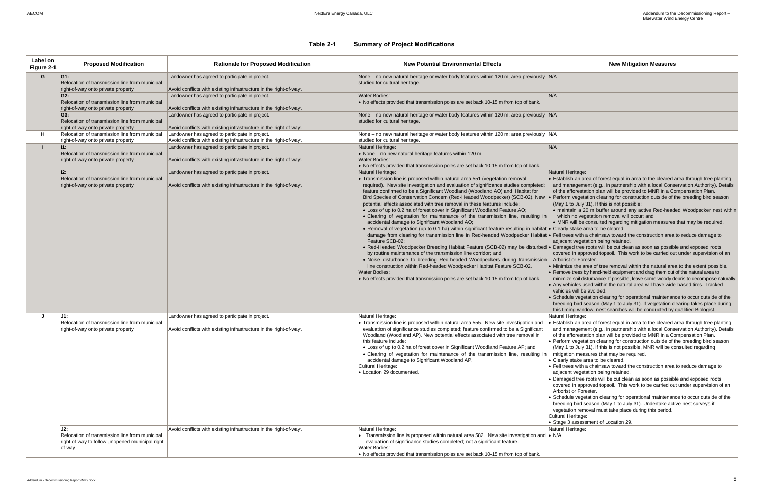**Table 2-1 Summary of Project Modifications**

| Label on Figure 2-1 | Proposed Modification | Rationale for Proposed Modification | New Potential Environmental Effects | New Mitigation Measures |
|---|---|---|---|---|
| G | **G1:** Relocation of transmission line from municipal right-of-way onto private property | Landowner has agreed to participate in project.<br><br>Avoid conflicts with existing infrastructure in the right-of-way. | None – no new natural heritage or water body features within 120 m; area previously studied for cultural heritage. | N/A |
| | **G2:** Relocation of transmission line from municipal right-of-way onto private property | Landowner has agreed to participate in project.<br><br>Avoid conflicts with existing infrastructure in the right-of-way. | Water Bodies:<br>• No effects provided that transmission poles are set back 10-15 m from top of bank. | N/A |
| | **G3:** Relocation of transmission line from municipal right-of-way onto private property | Landowner has agreed to participate in project.<br><br>Avoid conflicts with existing infrastructure in the right-of-way. | None – no new natural heritage or water body features within 120 m; area previously studied for cultural heritage. | N/A |
| H | Relocation of transmission line from municipal right-of-way onto private property | Landowner has agreed to participate in project.<br>Avoid conflicts with existing infrastructure in the right-of-way. | None – no new natural heritage or water body features within 120 m; area previously studied for cultural heritage. | N/A |
| I | **I1:** Relocation of transmission line from municipal right-of-way onto private property | Landowner has agreed to participate in project.<br><br>Avoid conflicts with existing infrastructure in the right-of-way. | Natural Heritage:<br>• None – no new natural heritage features within 120 m.<br>Water Bodies:<br>• No effects provided that transmission poles are set back 10-15 m from top of bank. | N/A |
| | **I2:** Relocation of transmission line from municipal right-of-way onto private property | Landowner has agreed to participate in project.<br><br>Avoid conflicts with existing infrastructure in the right-of-way. | Natural Heritage:<br>• Transmission line is proposed within natural area 551 (vegetation removal required). New site investigation and evaluation of significance studies completed; feature confirmed to be a Significant Woodland (Woodland AO) and Habitat for Bird Species of Conservation Concern (Red-Headed Woodpecker) (SCB-02). New potential effects associated with tree removal in these features include:<br>• Loss of up to 0.2 ha of forest cover in Significant Woodland Feature AO;<br>• Clearing of vegetation for maintenance of the transmission line, resulting in accidental damage to Significant Woodland AO;<br>• Removal of vegetation (up to 0.1 ha) within significant feature resulting in habitat damage from clearing for transmission line in Red-headed Woodpecker Habitat Feature SCB-02;<br>• Red-Headed Woodpecker Breeding Habitat Feature (SCB-02) may be disturbed by routine maintenance of the transmission line corridor; and<br>• Noise disturbance to breeding Red-headed Woodpeckers during transmission line construction within Red-headed Woodpecker Habitat Feature SCB-02.<br>Water Bodies:<br>• No effects provided that transmission poles are set back 10-15 m from top of bank. | Natural Heritage:<br>• Establish an area of forest equal in area to the cleared area through tree planting and management (e.g., in partnership with a local Conservation Authority). Details of the afforestation plan will be provided to MNR in a Compensation Plan.<br>• Perform vegetation clearing for construction outside of the breeding bird season (May 1 to July 31). If this is not possible:<br>• maintain a 20 m buffer around any active Red-headed Woodpecker nest within which no vegetation removal will occur; and<br>• MNR will be consulted regarding mitigation measures that may be required.<br>• Clearly stake area to be cleared.<br>• Fell trees with a chainsaw toward the construction area to reduce damage to adjacent vegetation being retained.<br>• Damaged tree roots will be cut clean as soon as possible and exposed roots covered in approved topsoil. This work to be carried out under supervision of an Arborist or Forester.<br>• Minimize the area of tree removal within the natural area to the extent possible.<br>• Remove trees by hand-held equipment and drag them out of the natural area to minimize soil disturbance. If possible, leave some woody debris to decompose naturally.<br>• Any vehicles used within the natural area will have wide-based tires. Tracked vehicles will be avoided.<br>• Schedule vegetation clearing for operational maintenance to occur outside of the breeding bird season (May 1 to July 31). If vegetation clearing takes place during this timing window, nest searches will be conducted by qualified Biologist. |
| J | **J1:** Relocation of transmission line from municipal right-of-way onto private property | Landowner has agreed to participate in project.<br><br>Avoid conflicts with existing infrastructure in the right-of-way. | Natural Heritage:<br>• Transmission line is proposed within natural area 555. New site investigation and evaluation of significance studies completed; feature confirmed to be a Significant Woodland (Woodland AP). New potential effects associated with tree removal in this feature include:<br>• Loss of up to 0.2 ha of forest cover in Significant Woodland Feature AP; and<br>• Clearing of vegetation for maintenance of the transmission line, resulting in accidental damage to Significant Woodland AP.<br>Cultural Heritage:<br>• Location 29 documented. | Natural Heritage:<br>• Establish an area of forest equal in area to the cleared area through tree planting and management (e.g., in partnership with a local Conservation Authority). Details of the afforestation plan will be provided to MNR in a Compensation Plan.<br>• Perform vegetation clearing for construction outside of the breeding bird season (May 1 to July 31). If this is not possible, MNR will be consulted regarding mitigation measures that may be required.<br>• Clearly stake area to be cleared.<br>• Fell trees with a chainsaw toward the construction area to reduce damage to adjacent vegetation being retained.<br>• Damaged tree roots will be cut clean as soon as possible and exposed roots covered in approved topsoil. This work to be carried out under supervision of an Arborist or Forester.<br>• Schedule vegetation clearing for operational maintenance to occur outside of the breeding bird season (May 1 to July 31). Undertake active nest surveys if vegetation removal must take place during this period.<br>Cultural Heritage:<br>• Stage 3 assessment of Location 29. |
| | **J2:** Relocation of transmission line from municipal right-of-way to follow unopened municipal right-of-way | Avoid conflicts with existing infrastructure in the right-of-way. | Natural Heritage:<br>• Transmission line is proposed within natural area 582. New site investigation and evaluation of significance studies completed; not a significant feature.<br>Water Bodies:<br>• No effects provided that transmission poles are set back 10-15 m from top of bank. | Natural Heritage:<br>• N/A |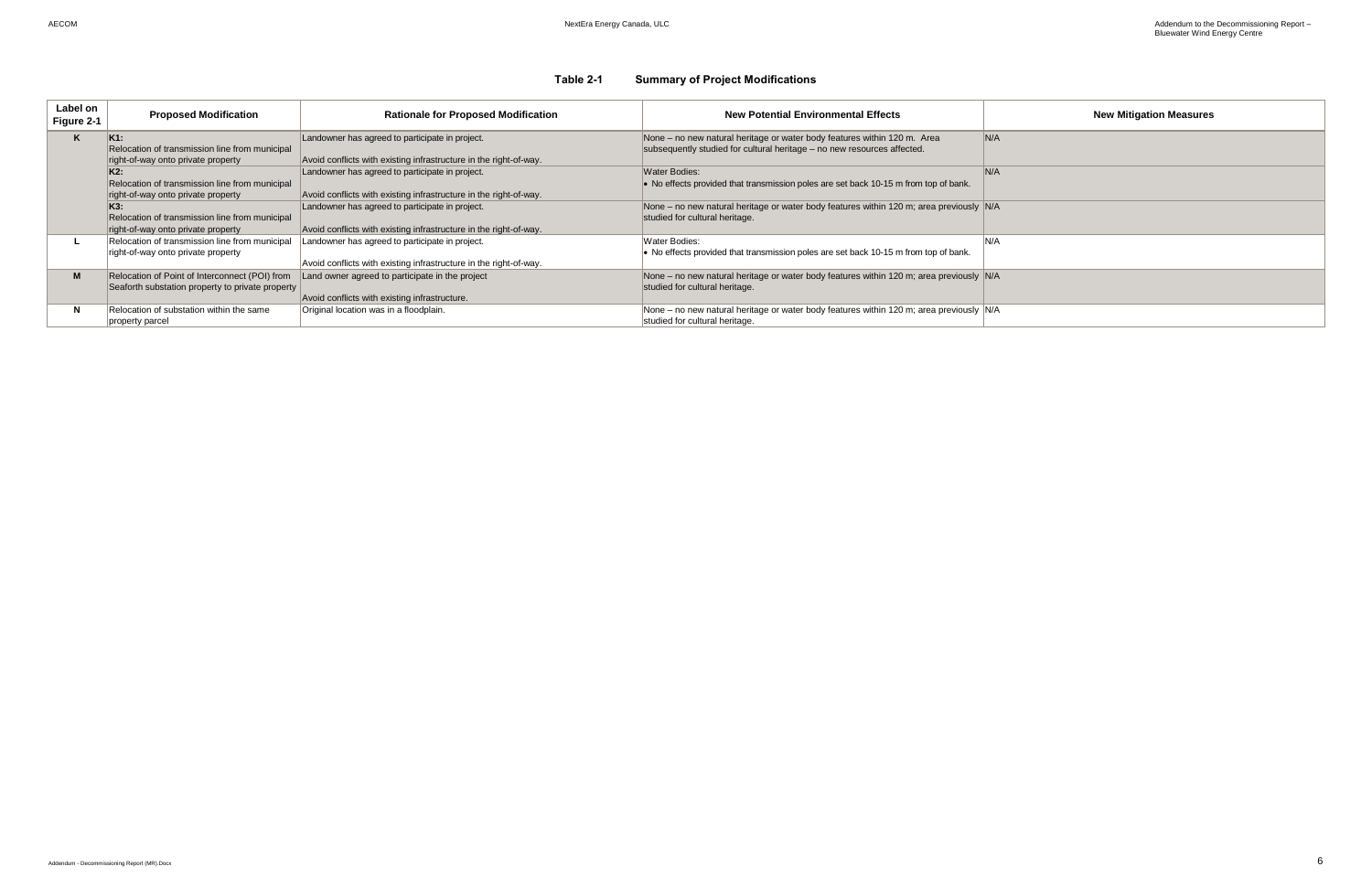**Table 2-1 Summary of Project Modifications**

| Label on Figure 2-1 | Proposed Modification | Rationale for Proposed Modification | New Potential Environmental Effects | New Mitigation Measures |
|---|---|---|---|---|
| K | **K1:** Relocation of transmission line from municipal right-of-way onto private property | Landowner has agreed to participate in project. Avoid conflicts with existing infrastructure in the right-of-way. | None – no new natural heritage or water body features within 120 m. Area subsequently studied for cultural heritage – no new resources affected. | N/A |
| | **K2:** Relocation of transmission line from municipal right-of-way onto private property | Landowner has agreed to participate in project. Avoid conflicts with existing infrastructure in the right-of-way. | Water Bodies: • No effects provided that transmission poles are set back 10-15 m from top of bank. | N/A |
| | **K3:** Relocation of transmission line from municipal right-of-way onto private property | Landowner has agreed to participate in project. Avoid conflicts with existing infrastructure in the right-of-way. | None – no new natural heritage or water body features within 120 m; area previously studied for cultural heritage. | N/A |
| L | Relocation of transmission line from municipal right-of-way onto private property | Landowner has agreed to participate in project. Avoid conflicts with existing infrastructure in the right-of-way. | Water Bodies: • No effects provided that transmission poles are set back 10-15 m from top of bank. | N/A |
| M | Relocation of Point of Interconnect (POI) from Seaforth substation property to private property | Land owner agreed to participate in the project Avoid conflicts with existing infrastructure. | None – no new natural heritage or water body features within 120 m; area previously studied for cultural heritage. | N/A |
| N | Relocation of substation within the same property parcel | Original location was in a floodplain. | None – no new natural heritage or water body features within 120 m; area previously studied for cultural heritage. | N/A |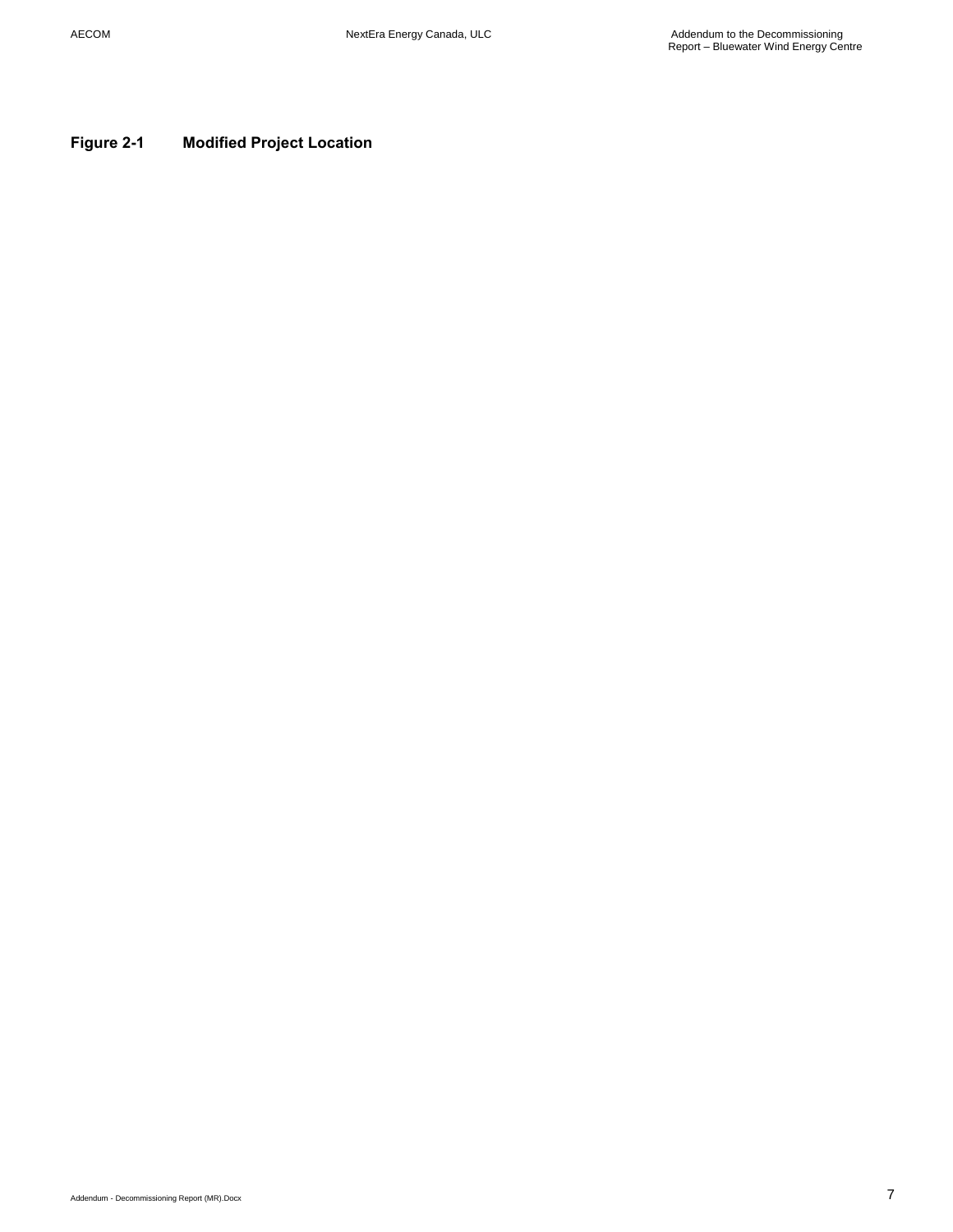**Figure 2-1 Modified Project Location**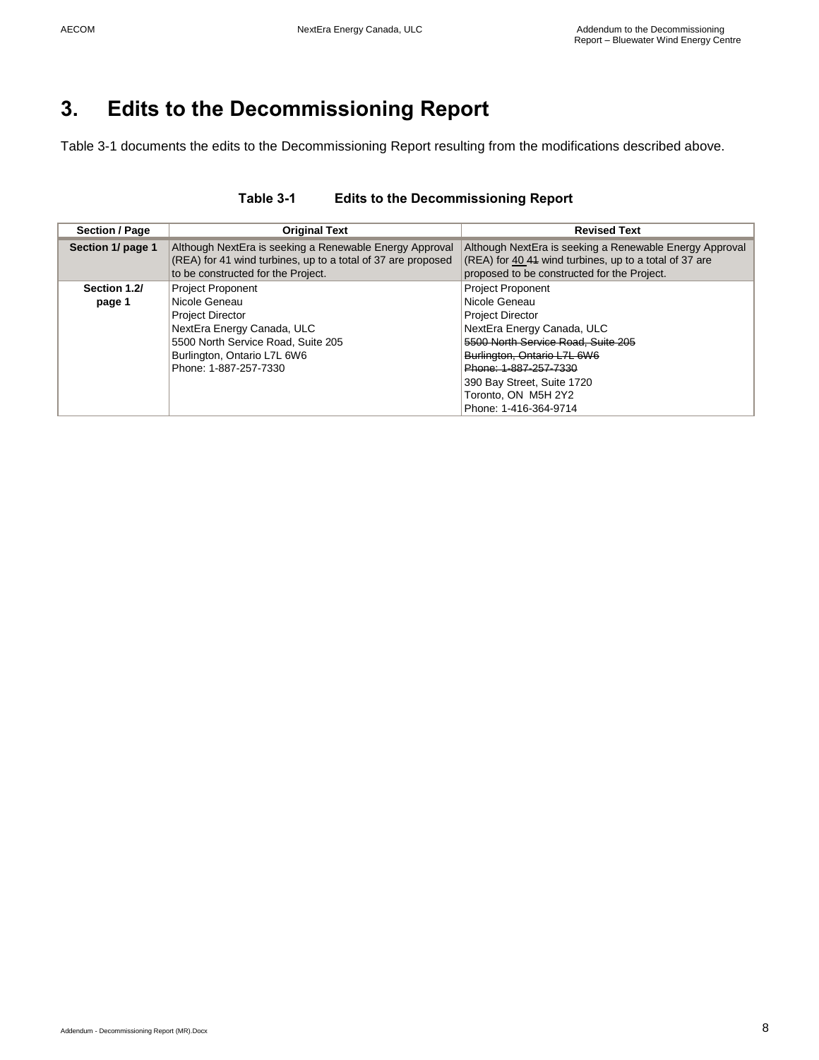# 3. Edits to the Decommissioning Report

Table 3-1 documents the edits to the Decommissioning Report resulting from the modifications described above.

**Table 3-1 Edits to the Decommissioning Report**

| Section / Page | Original Text | Revised Text |
|---|---|---|
| **Section 1/ page 1** | Although NextEra is seeking a Renewable Energy Approval (REA) for 41 wind turbines, up to a total of 37 are proposed to be constructed for the Project. | Although NextEra is seeking a Renewable Energy Approval (REA) for <u>40</u> ~~41~~ wind turbines, up to a total of 37 are proposed to be constructed for the Project. |
| **Section 1.2/ page 1** | Project Proponent<br>Nicole Geneau<br>Project Director<br>NextEra Energy Canada, ULC<br>5500 North Service Road, Suite 205<br>Burlington, Ontario L7L 6W6<br>Phone: 1-887-257-7330 | Project Proponent<br>Nicole Geneau<br>Project Director<br>NextEra Energy Canada, ULC<br>~~5500 North Service Road, Suite 205~~<br>~~Burlington, Ontario L7L 6W6~~<br>~~Phone: 1-887-257-7330~~<br>390 Bay Street, Suite 1720<br>Toronto, ON M5H 2Y2<br>Phone: 1-416-364-9714 |